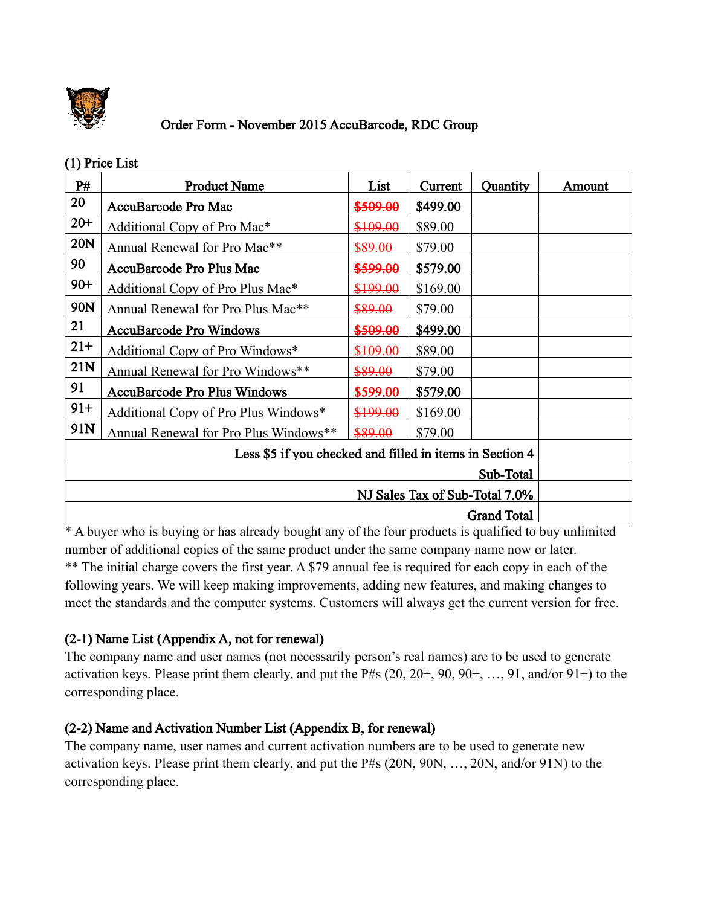# Order Form - November 2015 AccuBarcode, RDC Group

## (1) Price List

| P# | Product Name | List | Current | Quantity | Amount |
|---|---|---|---|---|---|
| 20 | **AccuBarcode Pro Mac** | ~~$509.00~~ | **$499.00** | | |
| 20+ | Additional Copy of Pro Mac* | ~~$109.00~~ | $89.00 | | |
| 20N | Annual Renewal for Pro Mac** | ~~$89.00~~ | $79.00 | | |
| 90 | **AccuBarcode Pro Plus Mac** | ~~$599.00~~ | **$579.00** | | |
| 90+ | Additional Copy of Pro Plus Mac* | ~~$199.00~~ | $169.00 | | |
| 90N | Annual Renewal for Pro Plus Mac** | ~~$89.00~~ | $79.00 | | |
| 21 | **AccuBarcode Pro Windows** | ~~$509.00~~ | **$499.00** | | |
| 21+ | Additional Copy of Pro Windows* | ~~$109.00~~ | $89.00 | | |
| 21N | Annual Renewal for Pro Windows** | ~~$89.00~~ | $79.00 | | |
| 91 | **AccuBarcode Pro Plus Windows** | ~~$599.00~~ | **$579.00** | | |
| 91+ | Additional Copy of Pro Plus Windows* | ~~$199.00~~ | $169.00 | | |
| 91N | Annual Renewal for Pro Plus Windows** | ~~$89.00~~ | $79.00 | | |
| | | | | Less $5 if you checked and filled in items in Section 4 | |
| | | | | Sub-Total | |
| | | | | NJ Sales Tax of Sub-Total 7.0% | |
| | | | | Grand Total | |

\* A buyer who is buying or has already bought any of the four products is qualified to buy unlimited number of additional copies of the same product under the same company name now or later.
** The initial charge covers the first year. A $79 annual fee is required for each copy in each of the following years. We will keep making improvements, adding new features, and making changes to meet the standards and the computer systems. Customers will always get the current version for free.

## (2-1) Name List (Appendix A, not for renewal)

The company name and user names (not necessarily person's real names) are to be used to generate activation keys. Please print them clearly, and put the P#s (20, 20+, 90, 90+, …, 91, and/or 91+) to the corresponding place.

## (2-2) Name and Activation Number List (Appendix B, for renewal)

The company name, user names and current activation numbers are to be used to generate new activation keys. Please print them clearly, and put the P#s (20N, 90N, …, 20N, and/or 91N) to the corresponding place.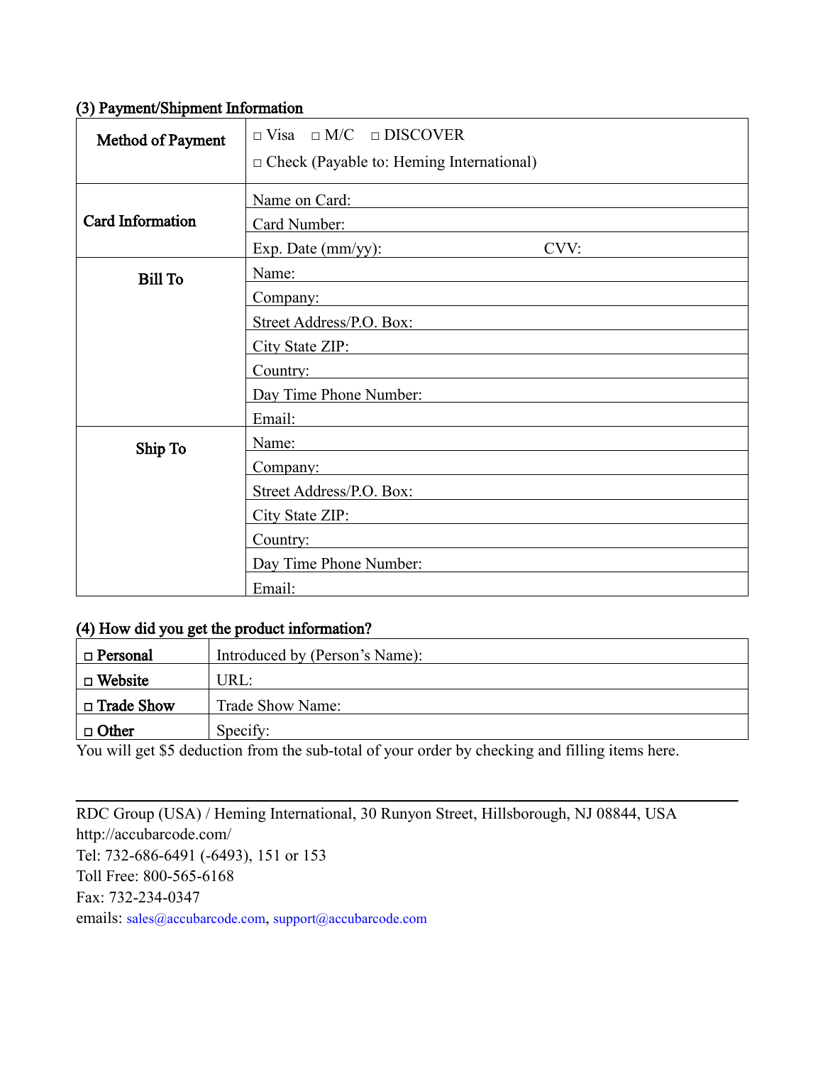### (3) Payment/Shipment Information

| | |
|---|---|
| **Method of Payment** | □ Visa □ M/C □ DISCOVER<br>□ Check (Payable to: Heming International) |
| **Card Information** | Name on Card: |
| | Card Number: |
| | Exp. Date (mm/yy): CVV: |
| **Bill To** | Name: |
| | Company: |
| | Street Address/P.O. Box: |
| | City State ZIP: |
| | Country: |
| | Day Time Phone Number: |
| | Email: |
| **Ship To** | Name: |
| | Company: |
| | Street Address/P.O. Box: |
| | City State ZIP: |
| | Country: |
| | Day Time Phone Number: |
| | Email: |

### (4) How did you get the product information?

| | |
|---|---|
| □ **Personal** | Introduced by (Person's Name): |
| □ **Website** | URL: |
| □ **Trade Show** | Trade Show Name: |
| □ **Other** | Specify: |

You will get $5 deduction from the sub-total of your order by checking and filling items here.

---

RDC Group (USA) / Heming International, 30 Runyon Street, Hillsborough, NJ 08844, USA
http://accubarcode.com/
Tel: 732-686-6491 (-6493), 151 or 153
Toll Free: 800-565-6168
Fax: 732-234-0347
emails: sales@accubarcode.com, support@accubarcode.com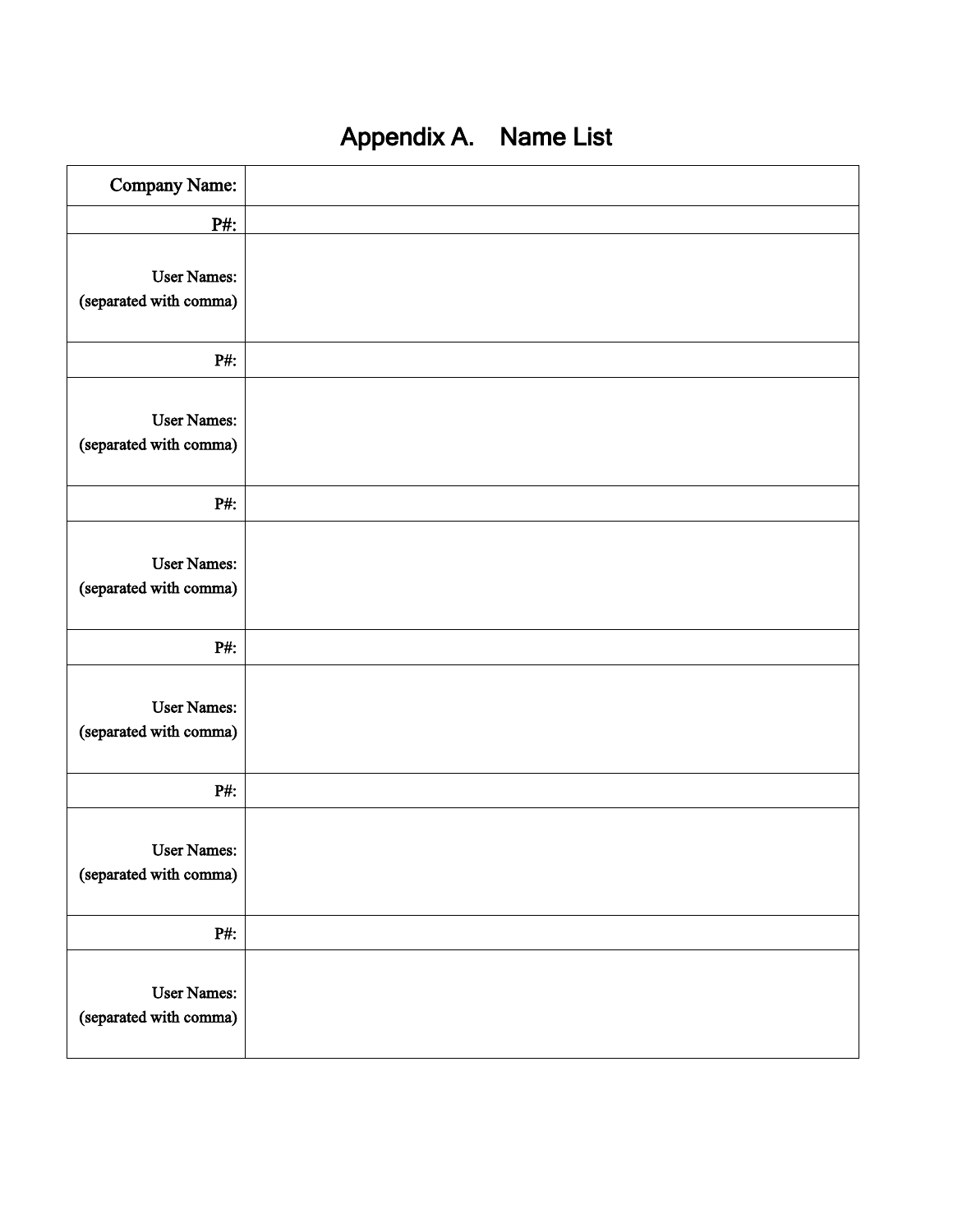# Appendix A. Name List

| Company Name: | |
|---|---|
| P#: | |
| User Names: (separated with comma) | |
| P#: | |
| User Names: (separated with comma) | |
| P#: | |
| User Names: (separated with comma) | |
| P#: | |
| User Names: (separated with comma) | |
| P#: | |
| User Names: (separated with comma) | |
| P#: | |
| User Names: (separated with comma) | |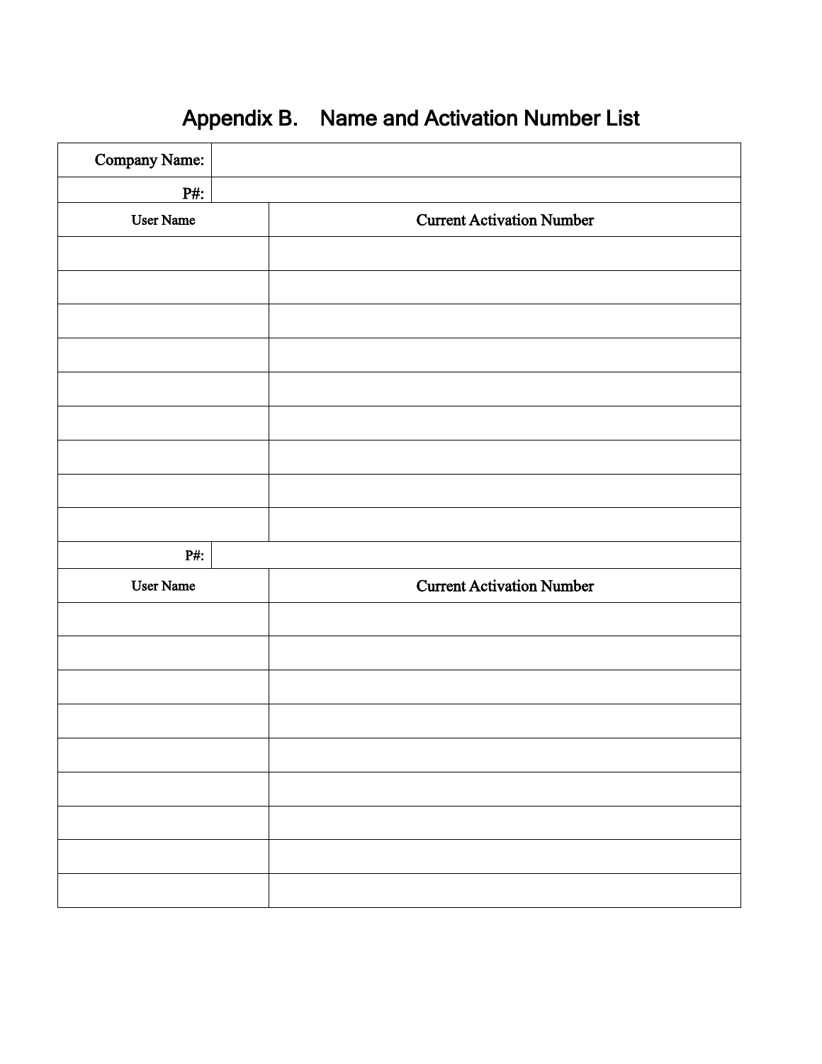# Appendix B.    Name and Activation Number List

| | |
|---|---|
| Company Name: | |
| P#: | |
| User Name | Current Activation Number |
| | |
| | |
| | |
| | |
| | |
| | |
| | |
| | |
| | |
| P#: | |
| User Name | Current Activation Number |
| | |
| | |
| | |
| | |
| | |
| | |
| | |
| | |
| | |